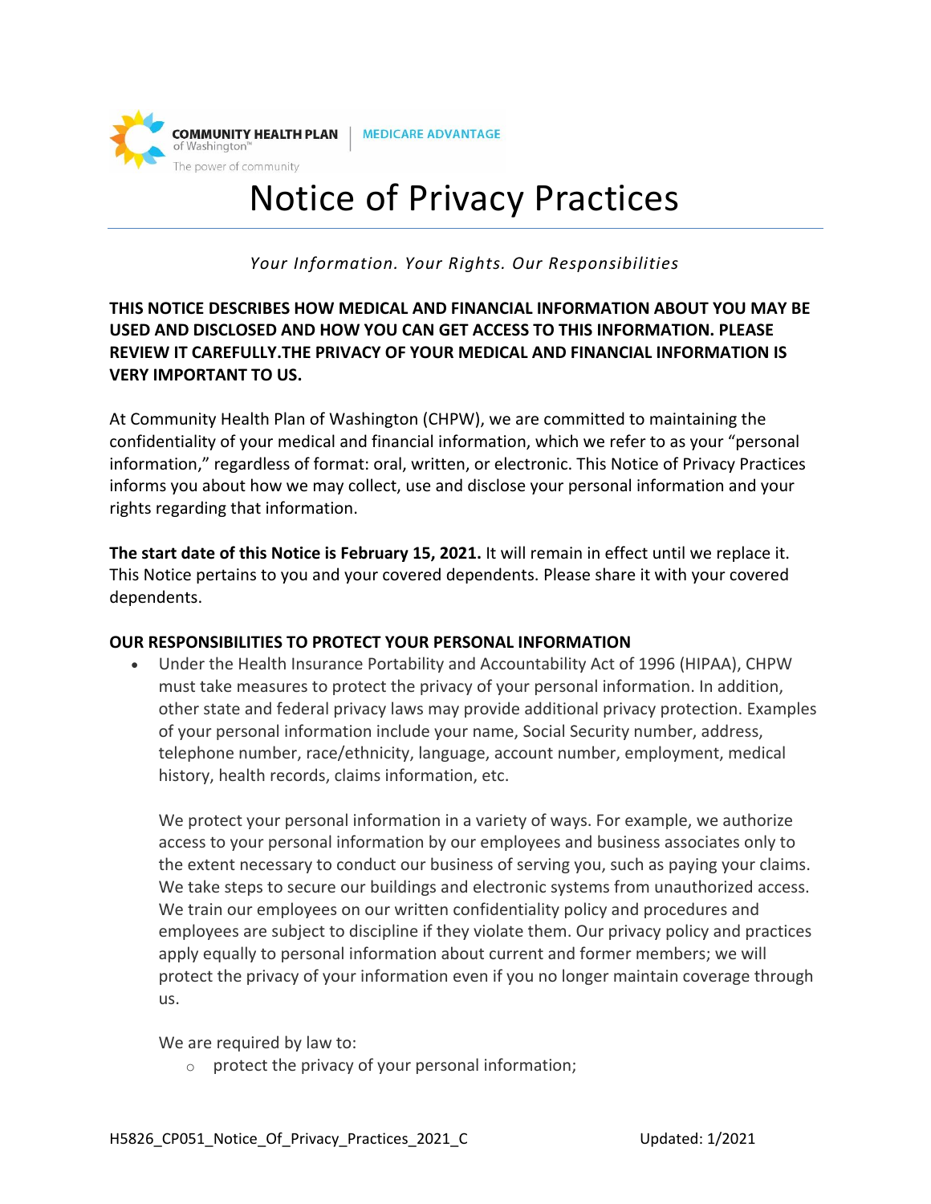COMMUNITY HEALTH PLAN of Washington™ | MEDICARE ADVANTAGE

The power of community

# Notice of Privacy Practices

*Your Information. Your Rights. Our Responsibilities*

**THIS NOTICE DESCRIBES HOW MEDICAL AND FINANCIAL INFORMATION ABOUT YOU MAY BE USED AND DISCLOSED AND HOW YOU CAN GET ACCESS TO THIS INFORMATION. PLEASE REVIEW IT CAREFULLY.THE PRIVACY OF YOUR MEDICAL AND FINANCIAL INFORMATION IS VERY IMPORTANT TO US.**

At Community Health Plan of Washington (CHPW), we are committed to maintaining the confidentiality of your medical and financial information, which we refer to as your "personal information," regardless of format: oral, written, or electronic. This Notice of Privacy Practices informs you about how we may collect, use and disclose your personal information and your rights regarding that information.

**The start date of this Notice is February 15, 2021.** It will remain in effect until we replace it. This Notice pertains to you and your covered dependents. Please share it with your covered dependents.

## OUR RESPONSIBILITIES TO PROTECT YOUR PERSONAL INFORMATION

- Under the Health Insurance Portability and Accountability Act of 1996 (HIPAA), CHPW must take measures to protect the privacy of your personal information. In addition, other state and federal privacy laws may provide additional privacy protection. Examples of your personal information include your name, Social Security number, address, telephone number, race/ethnicity, language, account number, employment, medical history, health records, claims information, etc.

  We protect your personal information in a variety of ways. For example, we authorize access to your personal information by our employees and business associates only to the extent necessary to conduct our business of serving you, such as paying your claims. We take steps to secure our buildings and electronic systems from unauthorized access. We train our employees on our written confidentiality policy and procedures and employees are subject to discipline if they violate them. Our privacy policy and practices apply equally to personal information about current and former members; we will protect the privacy of your information even if you no longer maintain coverage through us.

  We are required by law to:

  - protect the privacy of your personal information;

H5826_CP051_Notice_Of_Privacy_Practices_2021_C Updated: 1/2021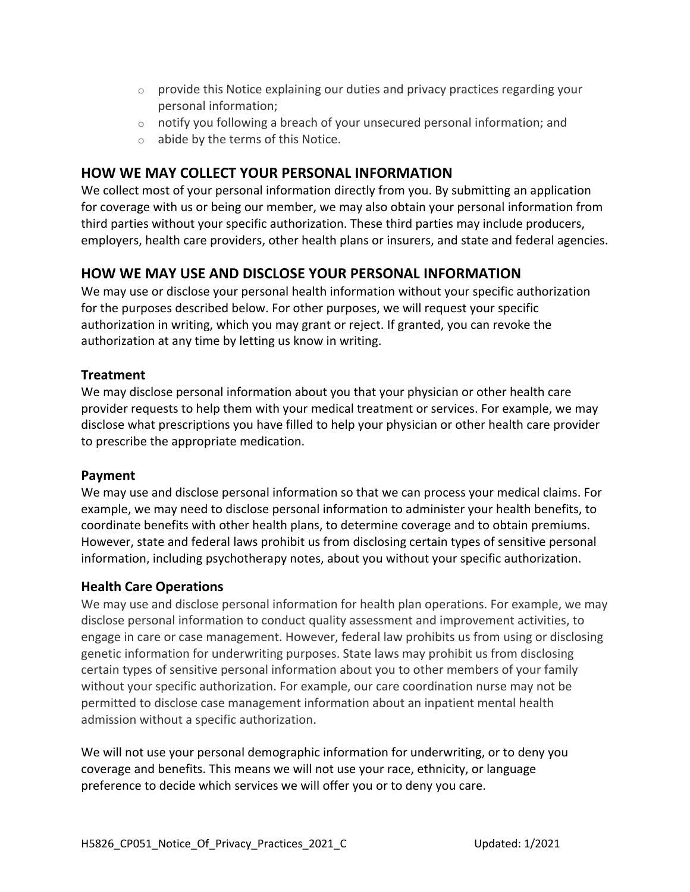- provide this Notice explaining our duties and privacy practices regarding your personal information;
- notify you following a breach of your unsecured personal information; and
- abide by the terms of this Notice.

## HOW WE MAY COLLECT YOUR PERSONAL INFORMATION

We collect most of your personal information directly from you. By submitting an application for coverage with us or being our member, we may also obtain your personal information from third parties without your specific authorization. These third parties may include producers, employers, health care providers, other health plans or insurers, and state and federal agencies.

## HOW WE MAY USE AND DISCLOSE YOUR PERSONAL INFORMATION

We may use or disclose your personal health information without your specific authorization for the purposes described below. For other purposes, we will request your specific authorization in writing, which you may grant or reject. If granted, you can revoke the authorization at any time by letting us know in writing.

### Treatment

We may disclose personal information about you that your physician or other health care provider requests to help them with your medical treatment or services. For example, we may disclose what prescriptions you have filled to help your physician or other health care provider to prescribe the appropriate medication.

### Payment

We may use and disclose personal information so that we can process your medical claims. For example, we may need to disclose personal information to administer your health benefits, to coordinate benefits with other health plans, to determine coverage and to obtain premiums. However, state and federal laws prohibit us from disclosing certain types of sensitive personal information, including psychotherapy notes, about you without your specific authorization.

### Health Care Operations

We may use and disclose personal information for health plan operations. For example, we may disclose personal information to conduct quality assessment and improvement activities, to engage in care or case management. However, federal law prohibits us from using or disclosing genetic information for underwriting purposes. State laws may prohibit us from disclosing certain types of sensitive personal information about you to other members of your family without your specific authorization. For example, our care coordination nurse may not be permitted to disclose case management information about an inpatient mental health admission without a specific authorization.

We will not use your personal demographic information for underwriting, or to deny you coverage and benefits. This means we will not use your race, ethnicity, or language preference to decide which services we will offer you or to deny you care.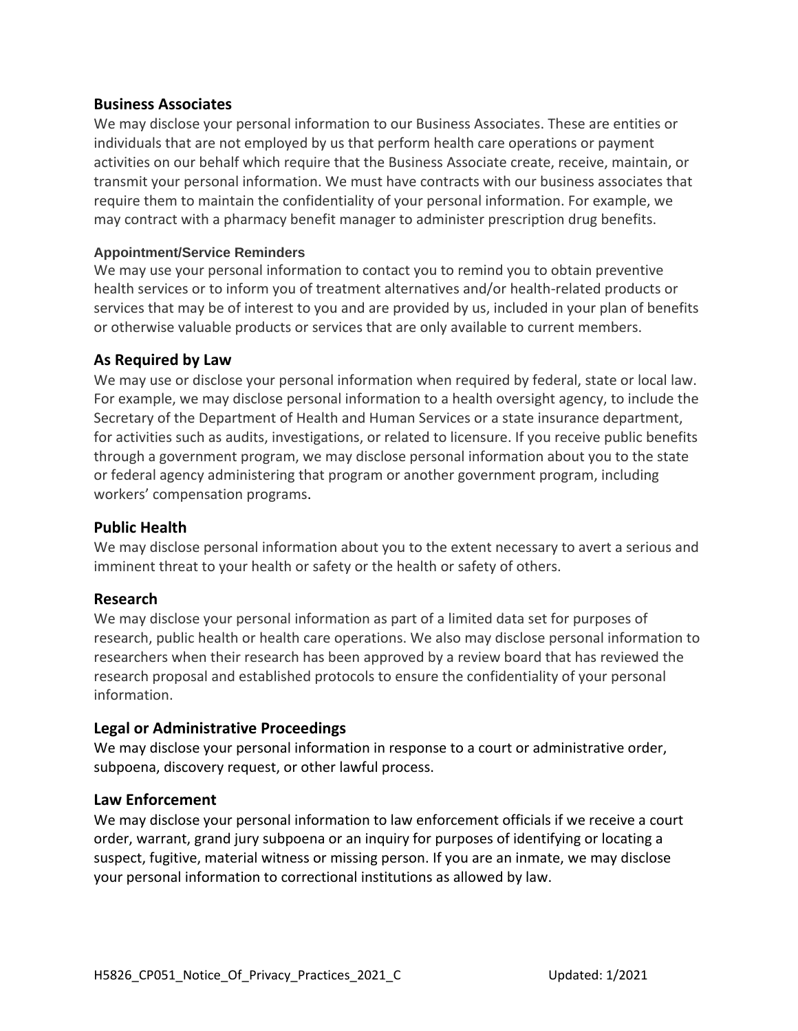### Business Associates

We may disclose your personal information to our Business Associates. These are entities or individuals that are not employed by us that perform health care operations or payment activities on our behalf which require that the Business Associate create, receive, maintain, or transmit your personal information. We must have contracts with our business associates that require them to maintain the confidentiality of your personal information. For example, we may contract with a pharmacy benefit manager to administer prescription drug benefits.

#### Appointment/Service Reminders

We may use your personal information to contact you to remind you to obtain preventive health services or to inform you of treatment alternatives and/or health-related products or services that may be of interest to you and are provided by us, included in your plan of benefits or otherwise valuable products or services that are only available to current members.

### As Required by Law

We may use or disclose your personal information when required by federal, state or local law. For example, we may disclose personal information to a health oversight agency, to include the Secretary of the Department of Health and Human Services or a state insurance department, for activities such as audits, investigations, or related to licensure. If you receive public benefits through a government program, we may disclose personal information about you to the state or federal agency administering that program or another government program, including workers' compensation programs.

### Public Health

We may disclose personal information about you to the extent necessary to avert a serious and imminent threat to your health or safety or the health or safety of others.

### Research

We may disclose your personal information as part of a limited data set for purposes of research, public health or health care operations. We also may disclose personal information to researchers when their research has been approved by a review board that has reviewed the research proposal and established protocols to ensure the confidentiality of your personal information.

### Legal or Administrative Proceedings

We may disclose your personal information in response to a court or administrative order, subpoena, discovery request, or other lawful process.

### Law Enforcement

We may disclose your personal information to law enforcement officials if we receive a court order, warrant, grand jury subpoena or an inquiry for purposes of identifying or locating a suspect, fugitive, material witness or missing person. If you are an inmate, we may disclose your personal information to correctional institutions as allowed by law.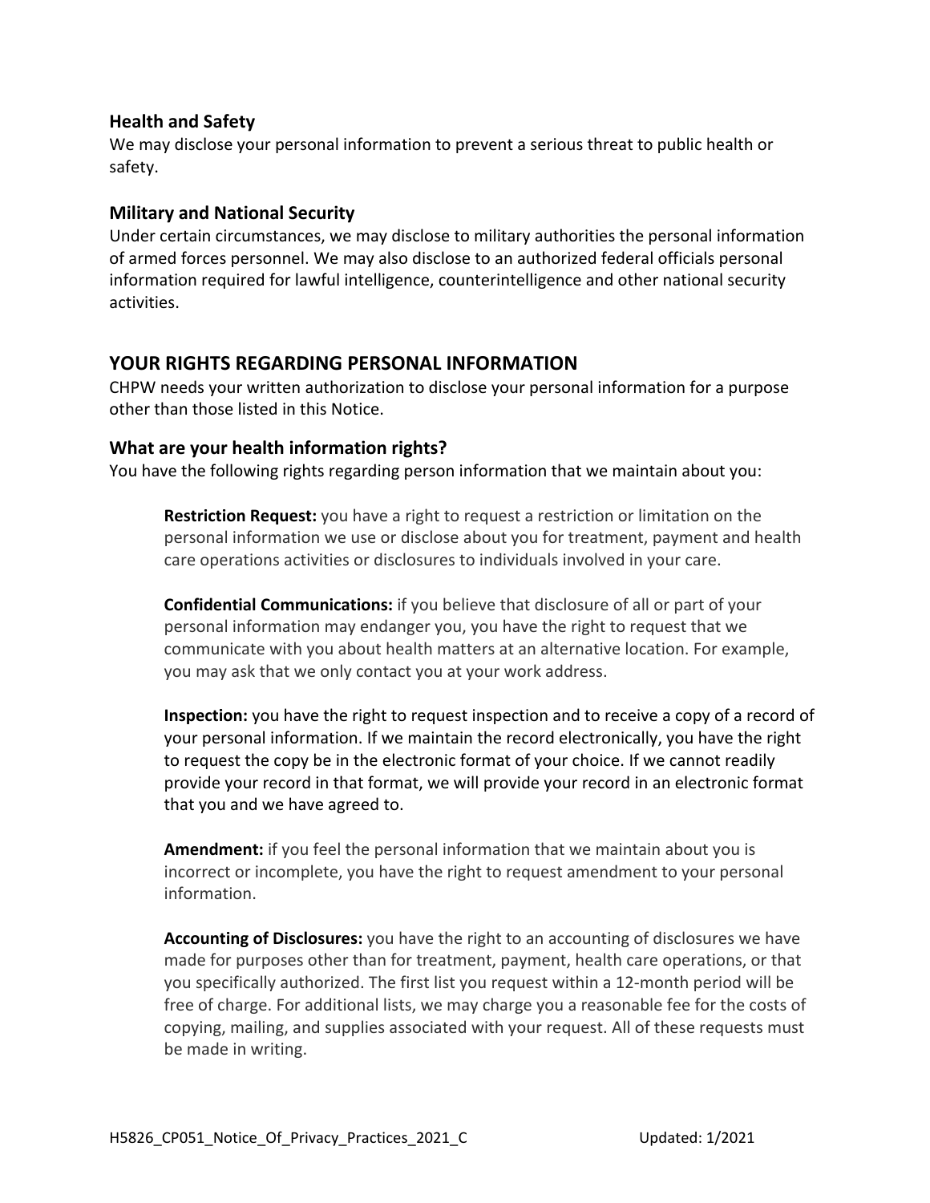### Health and Safety

We may disclose your personal information to prevent a serious threat to public health or safety.

### Military and National Security

Under certain circumstances, we may disclose to military authorities the personal information of armed forces personnel. We may also disclose to an authorized federal officials personal information required for lawful intelligence, counterintelligence and other national security activities.

## YOUR RIGHTS REGARDING PERSONAL INFORMATION

CHPW needs your written authorization to disclose your personal information for a purpose other than those listed in this Notice.

### What are your health information rights?

You have the following rights regarding person information that we maintain about you:

**Restriction Request:** you have a right to request a restriction or limitation on the personal information we use or disclose about you for treatment, payment and health care operations activities or disclosures to individuals involved in your care.

**Confidential Communications:** if you believe that disclosure of all or part of your personal information may endanger you, you have the right to request that we communicate with you about health matters at an alternative location. For example, you may ask that we only contact you at your work address.

**Inspection:** you have the right to request inspection and to receive a copy of a record of your personal information. If we maintain the record electronically, you have the right to request the copy be in the electronic format of your choice. If we cannot readily provide your record in that format, we will provide your record in an electronic format that you and we have agreed to.

**Amendment:** if you feel the personal information that we maintain about you is incorrect or incomplete, you have the right to request amendment to your personal information.

**Accounting of Disclosures:** you have the right to an accounting of disclosures we have made for purposes other than for treatment, payment, health care operations, or that you specifically authorized. The first list you request within a 12-month period will be free of charge. For additional lists, we may charge you a reasonable fee for the costs of copying, mailing, and supplies associated with your request. All of these requests must be made in writing.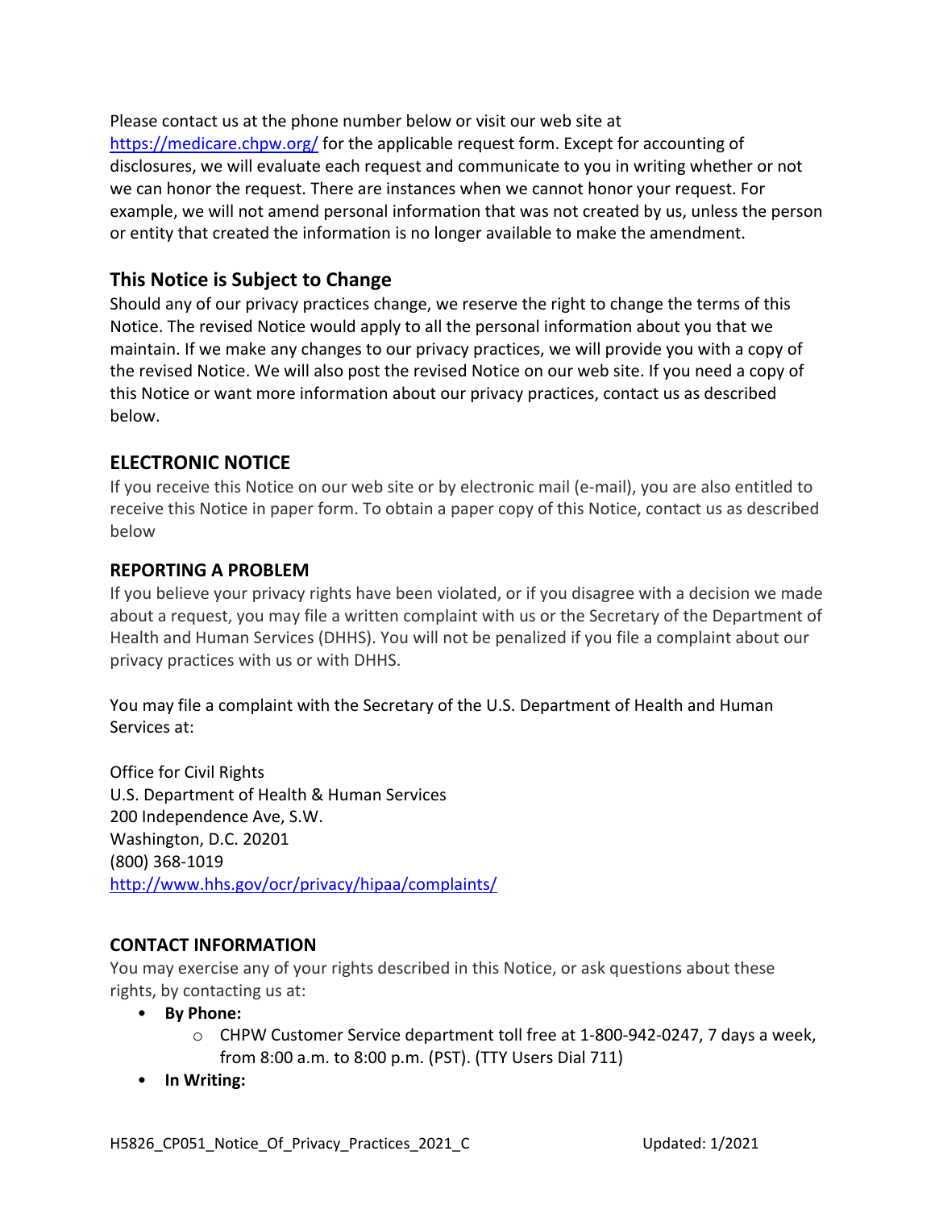Please contact us at the phone number below or visit our web site at https://medicare.chpw.org/ for the applicable request form. Except for accounting of disclosures, we will evaluate each request and communicate to you in writing whether or not we can honor the request. There are instances when we cannot honor your request. For example, we will not amend personal information that was not created by us, unless the person or entity that created the information is no longer available to make the amendment.

## This Notice is Subject to Change

Should any of our privacy practices change, we reserve the right to change the terms of this Notice. The revised Notice would apply to all the personal information about you that we maintain. If we make any changes to our privacy practices, we will provide you with a copy of the revised Notice. We will also post the revised Notice on our web site. If you need a copy of this Notice or want more information about our privacy practices, contact us as described below.

## ELECTRONIC NOTICE

If you receive this Notice on our web site or by electronic mail (e-mail), you are also entitled to receive this Notice in paper form. To obtain a paper copy of this Notice, contact us as described below

### REPORTING A PROBLEM

If you believe your privacy rights have been violated, or if you disagree with a decision we made about a request, you may file a written complaint with us or the Secretary of the Department of Health and Human Services (DHHS). You will not be penalized if you file a complaint about our privacy practices with us or with DHHS.

You may file a complaint with the Secretary of the U.S. Department of Health and Human Services at:

Office for Civil Rights
U.S. Department of Health & Human Services
200 Independence Ave, S.W.
Washington, D.C. 20201
(800) 368-1019
http://www.hhs.gov/ocr/privacy/hipaa/complaints/

### CONTACT INFORMATION

You may exercise any of your rights described in this Notice, or ask questions about these rights, by contacting us at:

- **By Phone:**
  - CHPW Customer Service department toll free at 1-800-942-0247, 7 days a week, from 8:00 a.m. to 8:00 p.m. (PST). (TTY Users Dial 711)
- **In Writing:**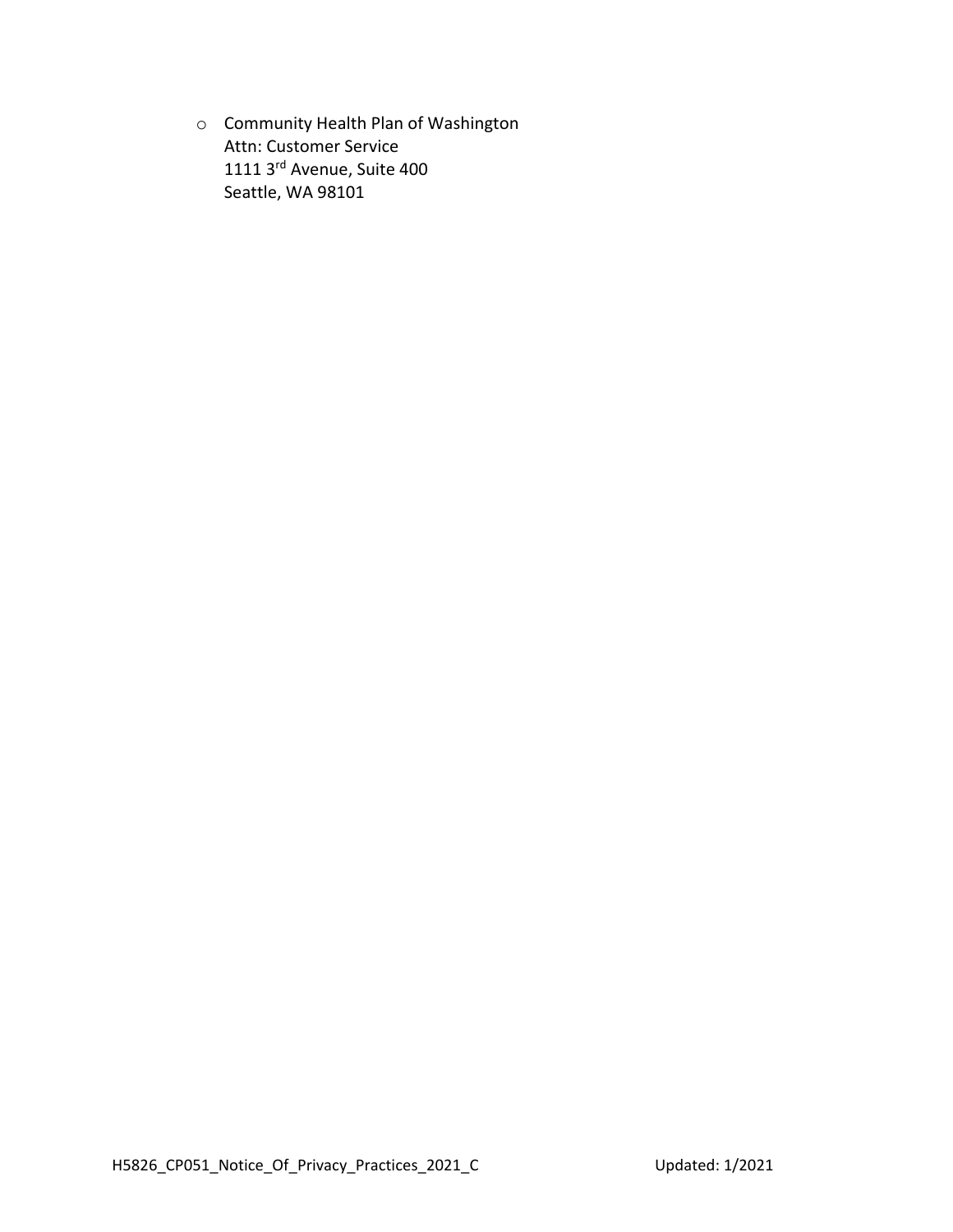- Community Health Plan of Washington
  Attn: Customer Service
  1111 3rd Avenue, Suite 400
  Seattle, WA 98101